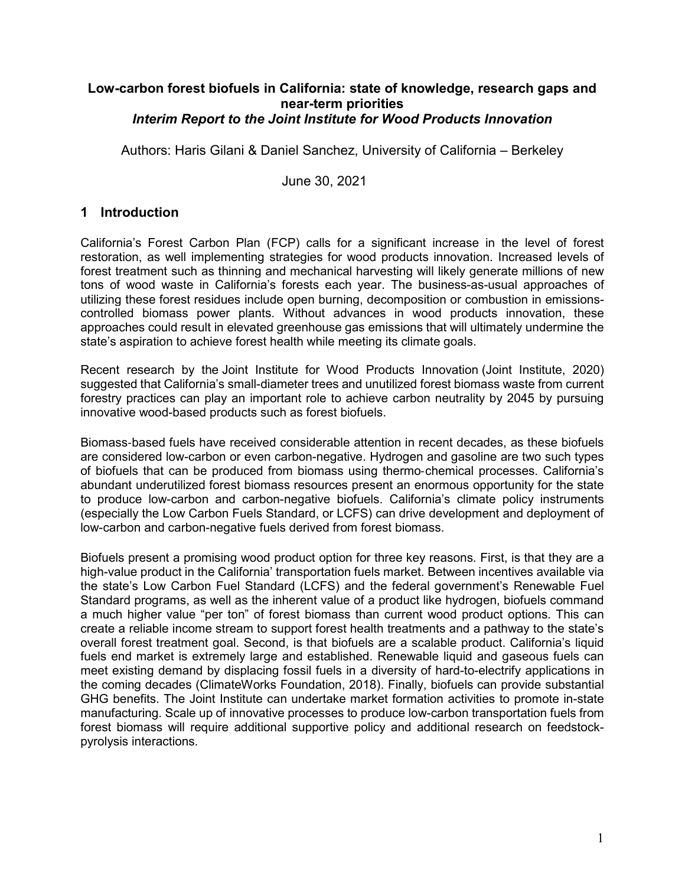# Low-carbon forest biofuels in California: state of knowledge, research gaps and near-term priorities

***Interim Report to the Joint Institute for Wood Products Innovation***

Authors: Haris Gilani & Daniel Sanchez, University of California – Berkeley

June 30, 2021

## 1 Introduction

California's Forest Carbon Plan (FCP) calls for a significant increase in the level of forest restoration, as well implementing strategies for wood products innovation. Increased levels of forest treatment such as thinning and mechanical harvesting will likely generate millions of new tons of wood waste in California's forests each year. The business-as-usual approaches of utilizing these forest residues include open burning, decomposition or combustion in emissions-controlled biomass power plants. Without advances in wood products innovation, these approaches could result in elevated greenhouse gas emissions that will ultimately undermine the state's aspiration to achieve forest health while meeting its climate goals.

Recent research by the Joint Institute for Wood Products Innovation (Joint Institute, 2020) suggested that California's small-diameter trees and unutilized forest biomass waste from current forestry practices can play an important role to achieve carbon neutrality by 2045 by pursuing innovative wood-based products such as forest biofuels.

Biomass-based fuels have received considerable attention in recent decades, as these biofuels are considered low-carbon or even carbon-negative. Hydrogen and gasoline are two such types of biofuels that can be produced from biomass using thermo-chemical processes. California's abundant underutilized forest biomass resources present an enormous opportunity for the state to produce low-carbon and carbon-negative biofuels. California's climate policy instruments (especially the Low Carbon Fuels Standard, or LCFS) can drive development and deployment of low-carbon and carbon-negative fuels derived from forest biomass.

Biofuels present a promising wood product option for three key reasons. First, is that they are a high-value product in the California' transportation fuels market. Between incentives available via the state's Low Carbon Fuel Standard (LCFS) and the federal government's Renewable Fuel Standard programs, as well as the inherent value of a product like hydrogen, biofuels command a much higher value "per ton" of forest biomass than current wood product options. This can create a reliable income stream to support forest health treatments and a pathway to the state's overall forest treatment goal. Second, is that biofuels are a scalable product. California's liquid fuels end market is extremely large and established. Renewable liquid and gaseous fuels can meet existing demand by displacing fossil fuels in a diversity of hard-to-electrify applications in the coming decades (ClimateWorks Foundation, 2018). Finally, biofuels can provide substantial GHG benefits. The Joint Institute can undertake market formation activities to promote in-state manufacturing. Scale up of innovative processes to produce low-carbon transportation fuels from forest biomass will require additional supportive policy and additional research on feedstock-pyrolysis interactions.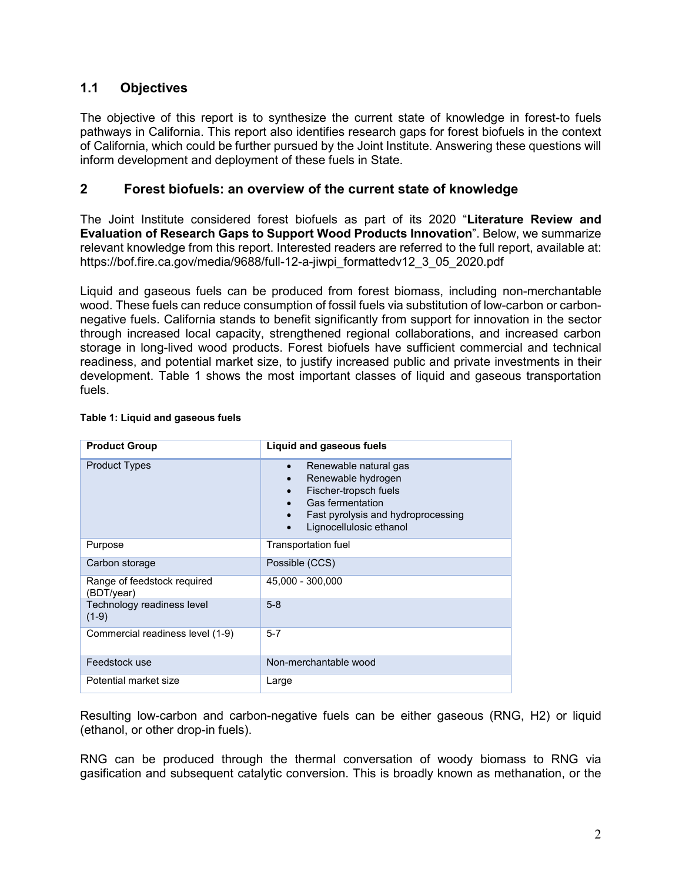## 1.1 Objectives

The objective of this report is to synthesize the current state of knowledge in forest-to fuels pathways in California. This report also identifies research gaps for forest biofuels in the context of California, which could be further pursued by the Joint Institute. Answering these questions will inform development and deployment of these fuels in State.

# 2 Forest biofuels: an overview of the current state of knowledge

The Joint Institute considered forest biofuels as part of its 2020 "**Literature Review and Evaluation of Research Gaps to Support Wood Products Innovation**". Below, we summarize relevant knowledge from this report. Interested readers are referred to the full report, available at: https://bof.fire.ca.gov/media/9688/full-12-a-jiwpi_formattedv12_3_05_2020.pdf

Liquid and gaseous fuels can be produced from forest biomass, including non-merchantable wood. These fuels can reduce consumption of fossil fuels via substitution of low-carbon or carbon-negative fuels. California stands to benefit significantly from support for innovation in the sector through increased local capacity, strengthened regional collaborations, and increased carbon storage in long-lived wood products. Forest biofuels have sufficient commercial and technical readiness, and potential market size, to justify increased public and private investments in their development. Table 1 shows the most important classes of liquid and gaseous transportation fuels.

**Table 1: Liquid and gaseous fuels**

| Product Group | Liquid and gaseous fuels |
|---|---|
| Product Types | • Renewable natural gas<br>• Renewable hydrogen<br>• Fischer-tropsch fuels<br>• Gas fermentation<br>• Fast pyrolysis and hydroprocessing<br>• Lignocellulosic ethanol |
| Purpose | Transportation fuel |
| Carbon storage | Possible (CCS) |
| Range of feedstock required (BDT/year) | 45,000 - 300,000 |
| Technology readiness level (1-9) | 5-8 |
| Commercial readiness level (1-9) | 5-7 |
| Feedstock use | Non-merchantable wood |
| Potential market size | Large |

Resulting low-carbon and carbon-negative fuels can be either gaseous (RNG, H2) or liquid (ethanol, or other drop-in fuels).

RNG can be produced through the thermal conversation of woody biomass to RNG via gasification and subsequent catalytic conversion. This is broadly known as methanation, or the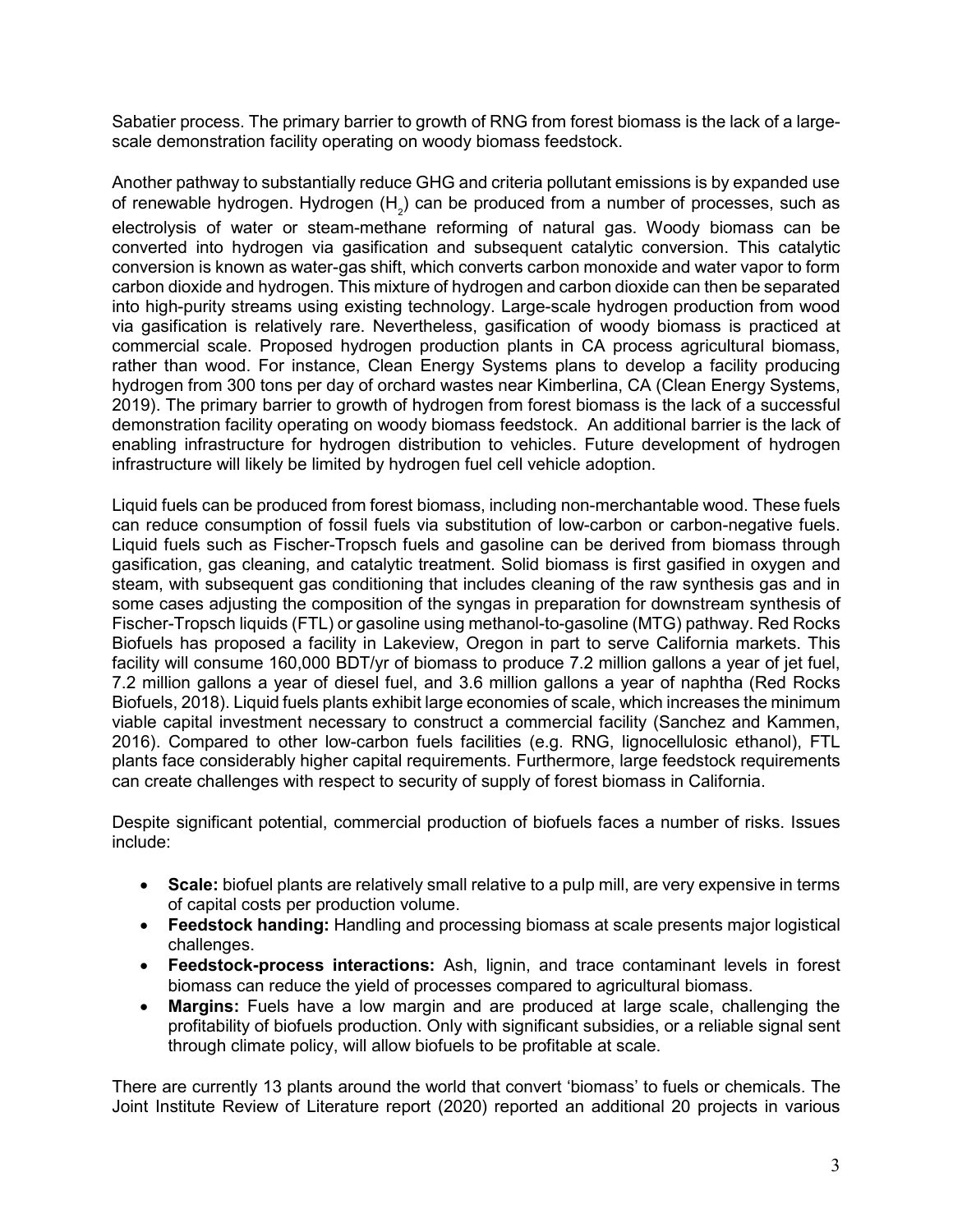Sabatier process. The primary barrier to growth of RNG from forest biomass is the lack of a large-scale demonstration facility operating on woody biomass feedstock.

Another pathway to substantially reduce GHG and criteria pollutant emissions is by expanded use of renewable hydrogen. Hydrogen ($H_2$) can be produced from a number of processes, such as electrolysis of water or steam-methane reforming of natural gas. Woody biomass can be converted into hydrogen via gasification and subsequent catalytic conversion. This catalytic conversion is known as water-gas shift, which converts carbon monoxide and water vapor to form carbon dioxide and hydrogen. This mixture of hydrogen and carbon dioxide can then be separated into high-purity streams using existing technology. Large-scale hydrogen production from wood via gasification is relatively rare. Nevertheless, gasification of woody biomass is practiced at commercial scale. Proposed hydrogen production plants in CA process agricultural biomass, rather than wood. For instance, Clean Energy Systems plans to develop a facility producing hydrogen from 300 tons per day of orchard wastes near Kimberlina, CA (Clean Energy Systems, 2019). The primary barrier to growth of hydrogen from forest biomass is the lack of a successful demonstration facility operating on woody biomass feedstock. An additional barrier is the lack of enabling infrastructure for hydrogen distribution to vehicles. Future development of hydrogen infrastructure will likely be limited by hydrogen fuel cell vehicle adoption.

Liquid fuels can be produced from forest biomass, including non-merchantable wood. These fuels can reduce consumption of fossil fuels via substitution of low-carbon or carbon-negative fuels. Liquid fuels such as Fischer-Tropsch fuels and gasoline can be derived from biomass through gasification, gas cleaning, and catalytic treatment. Solid biomass is first gasified in oxygen and steam, with subsequent gas conditioning that includes cleaning of the raw synthesis gas and in some cases adjusting the composition of the syngas in preparation for downstream synthesis of Fischer-Tropsch liquids (FTL) or gasoline using methanol-to-gasoline (MTG) pathway. Red Rocks Biofuels has proposed a facility in Lakeview, Oregon in part to serve California markets. This facility will consume 160,000 BDT/yr of biomass to produce 7.2 million gallons a year of jet fuel, 7.2 million gallons a year of diesel fuel, and 3.6 million gallons a year of naphtha (Red Rocks Biofuels, 2018). Liquid fuels plants exhibit large economies of scale, which increases the minimum viable capital investment necessary to construct a commercial facility (Sanchez and Kammen, 2016). Compared to other low-carbon fuels facilities (e.g. RNG, lignocellulosic ethanol), FTL plants face considerably higher capital requirements. Furthermore, large feedstock requirements can create challenges with respect to security of supply of forest biomass in California.

Despite significant potential, commercial production of biofuels faces a number of risks. Issues include:

- **Scale:** biofuel plants are relatively small relative to a pulp mill, are very expensive in terms of capital costs per production volume.
- **Feedstock handing:** Handling and processing biomass at scale presents major logistical challenges.
- **Feedstock-process interactions:** Ash, lignin, and trace contaminant levels in forest biomass can reduce the yield of processes compared to agricultural biomass.
- **Margins:** Fuels have a low margin and are produced at large scale, challenging the profitability of biofuels production. Only with significant subsidies, or a reliable signal sent through climate policy, will allow biofuels to be profitable at scale.

There are currently 13 plants around the world that convert 'biomass' to fuels or chemicals. The Joint Institute Review of Literature report (2020) reported an additional 20 projects in various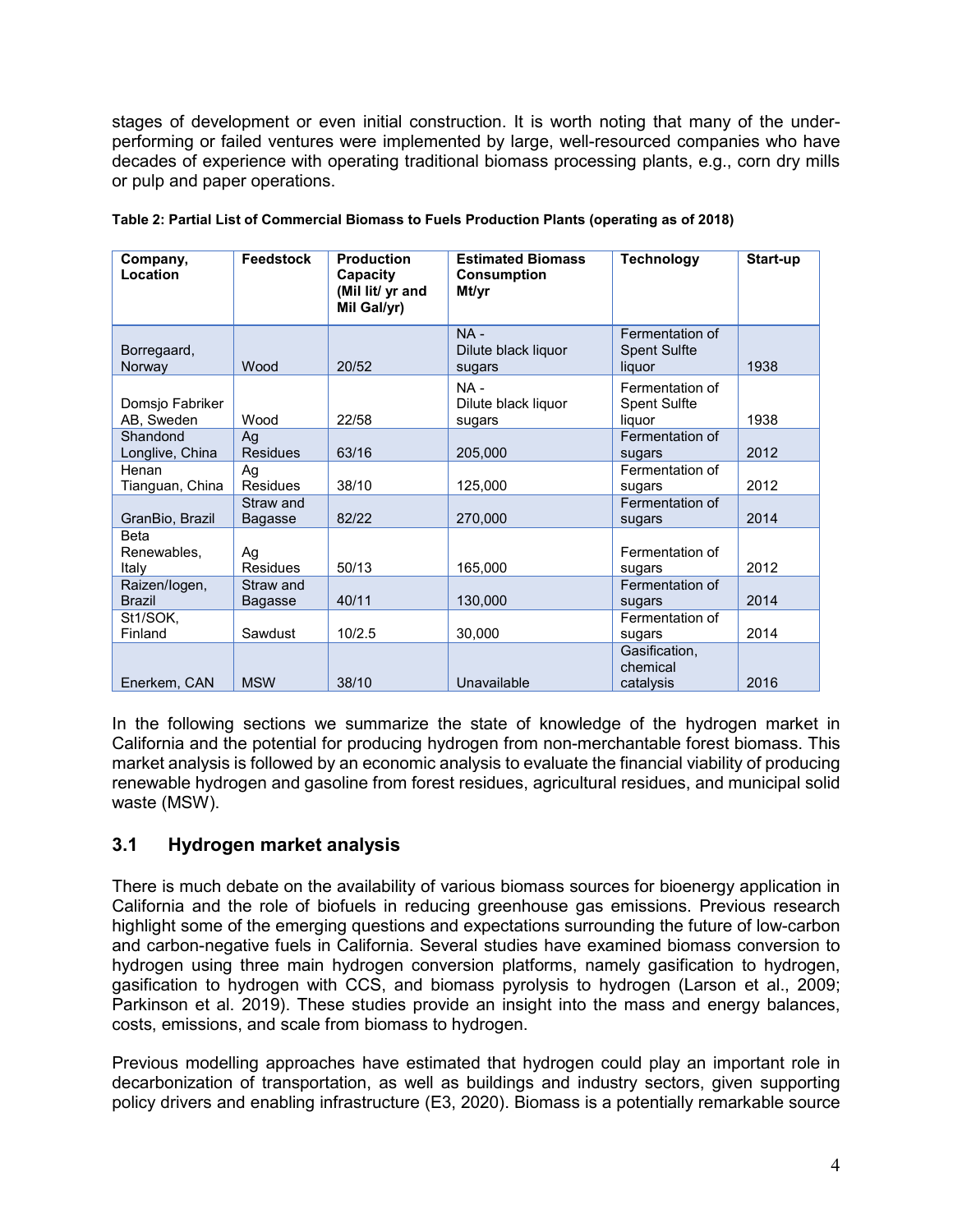stages of development or even initial construction. It is worth noting that many of the under-performing or failed ventures were implemented by large, well-resourced companies who have decades of experience with operating traditional biomass processing plants, e.g., corn dry mills or pulp and paper operations.

**Table 2: Partial List of Commercial Biomass to Fuels Production Plants (operating as of 2018)**

| Company, Location | Feedstock | Production Capacity (Mil lit/ yr and Mil Gal/yr) | Estimated Biomass Consumption Mt/yr | Technology | Start-up |
|---|---|---|---|---|---|
| Borregaard, Norway | Wood | 20/52 | NA - Dilute black liquor sugars | Fermentation of Spent Sulfte liquor | 1938 |
| Domsjo Fabriker AB, Sweden | Wood | 22/58 | NA - Dilute black liquor sugars | Fermentation of Spent Sulfte liquor | 1938 |
| Shandond Longlive, China | Ag Residues | 63/16 | 205,000 | Fermentation of sugars | 2012 |
| Henan Tianguan, China | Ag Residues | 38/10 | 125,000 | Fermentation of sugars | 2012 |
| GranBio, Brazil | Straw and Bagasse | 82/22 | 270,000 | Fermentation of sugars | 2014 |
| Beta Renewables, Italy | Ag Residues | 50/13 | 165,000 | Fermentation of sugars | 2012 |
| Raizen/Iogen, Brazil | Straw and Bagasse | 40/11 | 130,000 | Fermentation of sugars | 2014 |
| St1/SOK, Finland | Sawdust | 10/2.5 | 30,000 | Fermentation of sugars | 2014 |
| Enerkem, CAN | MSW | 38/10 | Unavailable | Gasification, chemical catalysis | 2016 |

In the following sections we summarize the state of knowledge of the hydrogen market in California and the potential for producing hydrogen from non-merchantable forest biomass. This market analysis is followed by an economic analysis to evaluate the financial viability of producing renewable hydrogen and gasoline from forest residues, agricultural residues, and municipal solid waste (MSW).

## 3.1 Hydrogen market analysis

There is much debate on the availability of various biomass sources for bioenergy application in California and the role of biofuels in reducing greenhouse gas emissions. Previous research highlight some of the emerging questions and expectations surrounding the future of low-carbon and carbon-negative fuels in California. Several studies have examined biomass conversion to hydrogen using three main hydrogen conversion platforms, namely gasification to hydrogen, gasification to hydrogen with CCS, and biomass pyrolysis to hydrogen (Larson et al., 2009; Parkinson et al. 2019). These studies provide an insight into the mass and energy balances, costs, emissions, and scale from biomass to hydrogen.

Previous modelling approaches have estimated that hydrogen could play an important role in decarbonization of transportation, as well as buildings and industry sectors, given supporting policy drivers and enabling infrastructure (E3, 2020). Biomass is a potentially remarkable source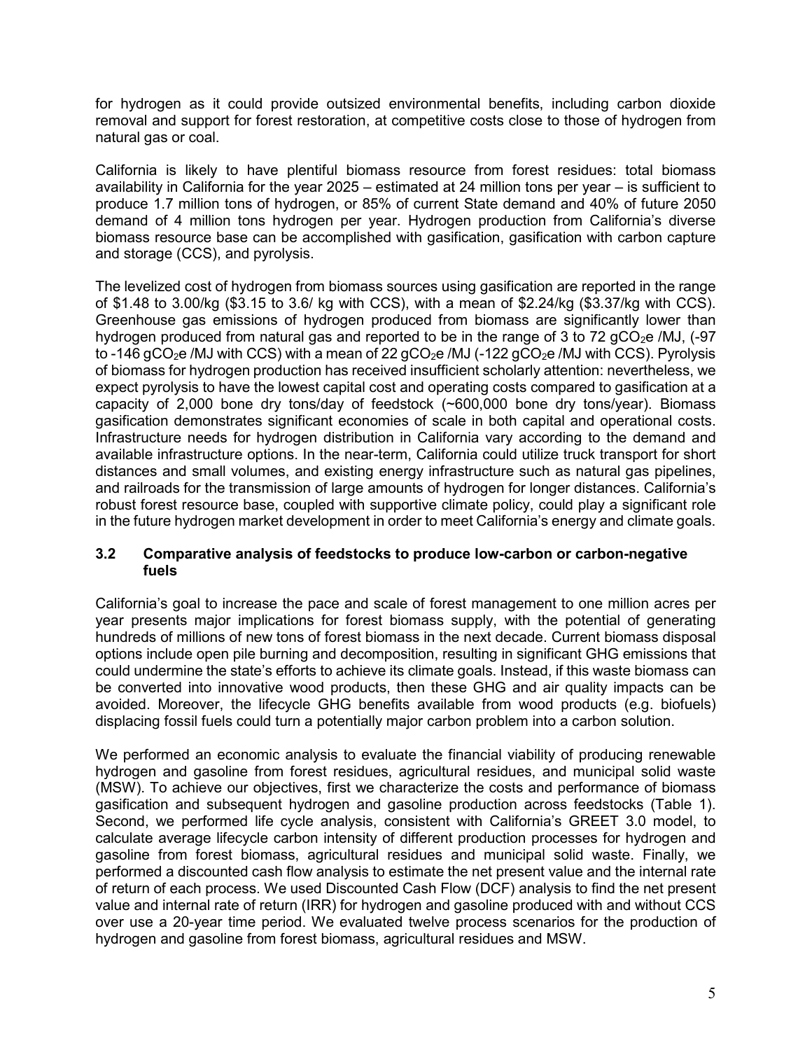for hydrogen as it could provide outsized environmental benefits, including carbon dioxide removal and support for forest restoration, at competitive costs close to those of hydrogen from natural gas or coal.

California is likely to have plentiful biomass resource from forest residues: total biomass availability in California for the year 2025 – estimated at 24 million tons per year – is sufficient to produce 1.7 million tons of hydrogen, or 85% of current State demand and 40% of future 2050 demand of 4 million tons hydrogen per year. Hydrogen production from California's diverse biomass resource base can be accomplished with gasification, gasification with carbon capture and storage (CCS), and pyrolysis.

The levelized cost of hydrogen from biomass sources using gasification are reported in the range of \$1.48 to 3.00/kg (\$3.15 to 3.6/ kg with CCS), with a mean of \$2.24/kg (\$3.37/kg with CCS). Greenhouse gas emissions of hydrogen produced from biomass are significantly lower than hydrogen produced from natural gas and reported to be in the range of 3 to 72 $gCO_2e$ /MJ, (-97 to -146 $gCO_2e$ /MJ with CCS) with a mean of 22 $gCO_2e$ /MJ (-122 $gCO_2e$ /MJ with CCS). Pyrolysis of biomass for hydrogen production has received insufficient scholarly attention: nevertheless, we expect pyrolysis to have the lowest capital cost and operating costs compared to gasification at a capacity of 2,000 bone dry tons/day of feedstock (~600,000 bone dry tons/year). Biomass gasification demonstrates significant economies of scale in both capital and operational costs. Infrastructure needs for hydrogen distribution in California vary according to the demand and available infrastructure options. In the near-term, California could utilize truck transport for short distances and small volumes, and existing energy infrastructure such as natural gas pipelines, and railroads for the transmission of large amounts of hydrogen for longer distances. California's robust forest resource base, coupled with supportive climate policy, could play a significant role in the future hydrogen market development in order to meet California's energy and climate goals.

### 3.2 Comparative analysis of feedstocks to produce low-carbon or carbon-negative fuels

California's goal to increase the pace and scale of forest management to one million acres per year presents major implications for forest biomass supply, with the potential of generating hundreds of millions of new tons of forest biomass in the next decade. Current biomass disposal options include open pile burning and decomposition, resulting in significant GHG emissions that could undermine the state's efforts to achieve its climate goals. Instead, if this waste biomass can be converted into innovative wood products, then these GHG and air quality impacts can be avoided. Moreover, the lifecycle GHG benefits available from wood products (e.g. biofuels) displacing fossil fuels could turn a potentially major carbon problem into a carbon solution.

We performed an economic analysis to evaluate the financial viability of producing renewable hydrogen and gasoline from forest residues, agricultural residues, and municipal solid waste (MSW). To achieve our objectives, first we characterize the costs and performance of biomass gasification and subsequent hydrogen and gasoline production across feedstocks (Table 1). Second, we performed life cycle analysis, consistent with California's GREET 3.0 model, to calculate average lifecycle carbon intensity of different production processes for hydrogen and gasoline from forest biomass, agricultural residues and municipal solid waste. Finally, we performed a discounted cash flow analysis to estimate the net present value and the internal rate of return of each process. We used Discounted Cash Flow (DCF) analysis to find the net present value and internal rate of return (IRR) for hydrogen and gasoline produced with and without CCS over use a 20-year time period. We evaluated twelve process scenarios for the production of hydrogen and gasoline from forest biomass, agricultural residues and MSW.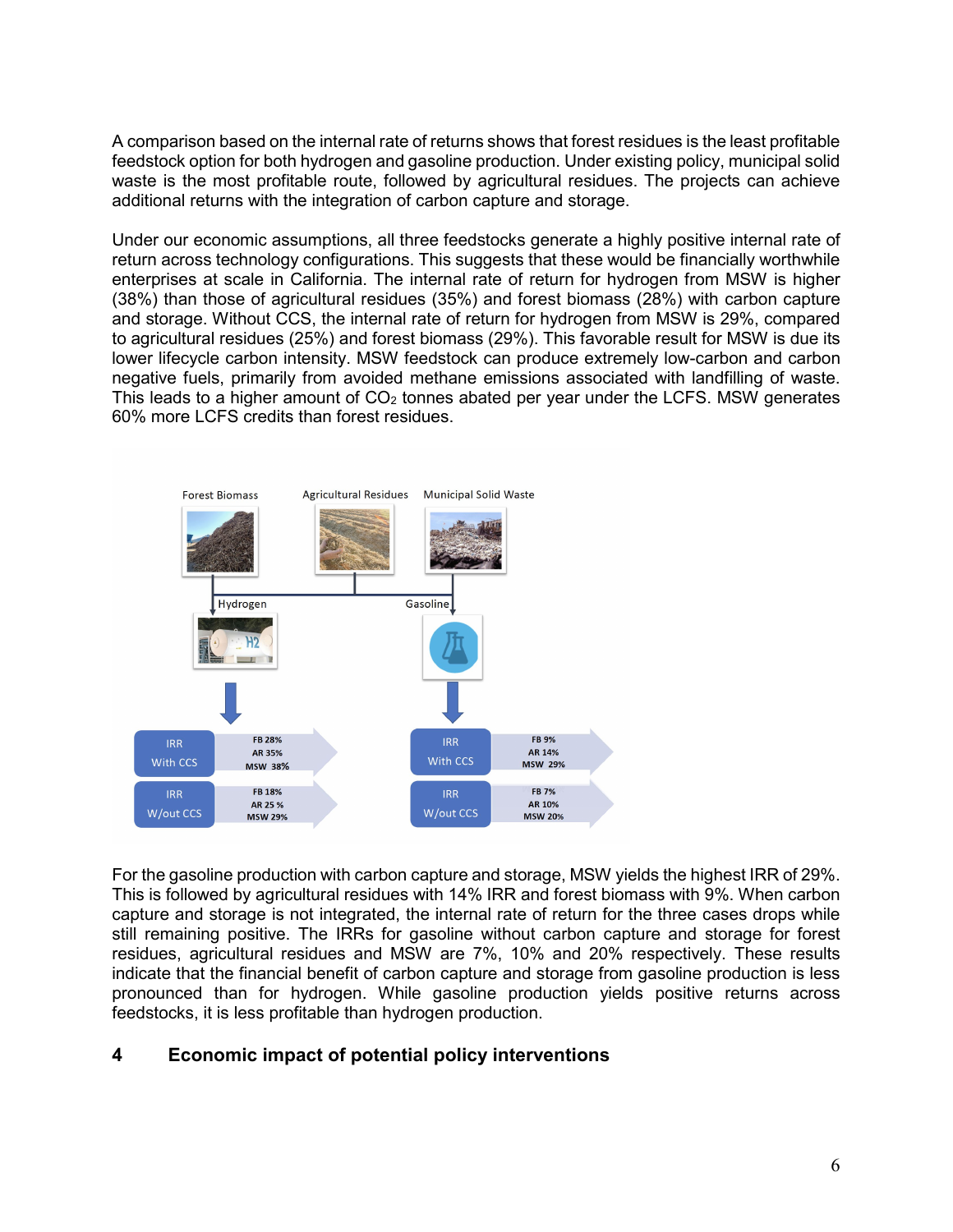A comparison based on the internal rate of returns shows that forest residues is the least profitable feedstock option for both hydrogen and gasoline production. Under existing policy, municipal solid waste is the most profitable route, followed by agricultural residues. The projects can achieve additional returns with the integration of carbon capture and storage.

Under our economic assumptions, all three feedstocks generate a highly positive internal rate of return across technology configurations. This suggests that these would be financially worthwhile enterprises at scale in California. The internal rate of return for hydrogen from MSW is higher (38%) than those of agricultural residues (35%) and forest biomass (28%) with carbon capture and storage. Without CCS, the internal rate of return for hydrogen from MSW is 29%, compared to agricultural residues (25%) and forest biomass (29%). This favorable result for MSW is due its lower lifecycle carbon intensity. MSW feedstock can produce extremely low-carbon and carbon negative fuels, primarily from avoided methane emissions associated with landfilling of waste. This leads to a higher amount of $CO_2$ tonnes abated per year under the LCFS. MSW generates 60% more LCFS credits than forest residues.

For the gasoline production with carbon capture and storage, MSW yields the highest IRR of 29%. This is followed by agricultural residues with 14% IRR and forest biomass with 9%. When carbon capture and storage is not integrated, the internal rate of return for the three cases drops while still remaining positive. The IRRs for gasoline without carbon capture and storage for forest residues, agricultural residues and MSW are 7%, 10% and 20% respectively. These results indicate that the financial benefit of carbon capture and storage from gasoline production is less pronounced than for hydrogen. While gasoline production yields positive returns across feedstocks, it is less profitable than hydrogen production.

## 4 Economic impact of potential policy interventions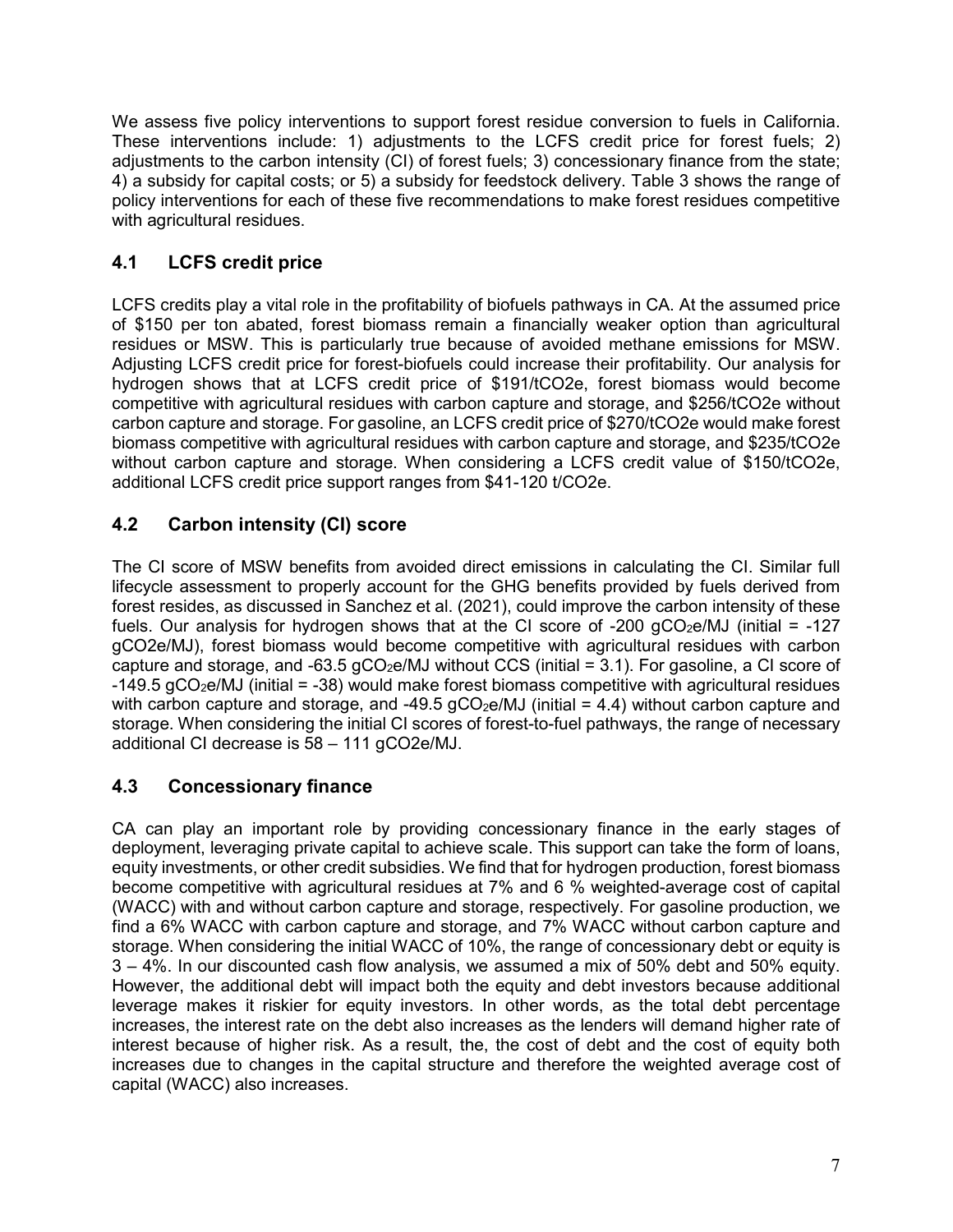We assess five policy interventions to support forest residue conversion to fuels in California. These interventions include: 1) adjustments to the LCFS credit price for forest fuels; 2) adjustments to the carbon intensity (CI) of forest fuels; 3) concessionary finance from the state; 4) a subsidy for capital costs; or 5) a subsidy for feedstock delivery. Table 3 shows the range of policy interventions for each of these five recommendations to make forest residues competitive with agricultural residues.

## 4.1 LCFS credit price

LCFS credits play a vital role in the profitability of biofuels pathways in CA. At the assumed price of \$150 per ton abated, forest biomass remain a financially weaker option than agricultural residues or MSW. This is particularly true because of avoided methane emissions for MSW. Adjusting LCFS credit price for forest-biofuels could increase their profitability. Our analysis for hydrogen shows that at LCFS credit price of \$191/tCO2e, forest biomass would become competitive with agricultural residues with carbon capture and storage, and \$256/tCO2e without carbon capture and storage. For gasoline, an LCFS credit price of \$270/tCO2e would make forest biomass competitive with agricultural residues with carbon capture and storage, and \$235/tCO2e without carbon capture and storage. When considering a LCFS credit value of \$150/tCO2e, additional LCFS credit price support ranges from \$41-120 t/CO2e.

## 4.2 Carbon intensity (CI) score

The CI score of MSW benefits from avoided direct emissions in calculating the CI. Similar full lifecycle assessment to properly account for the GHG benefits provided by fuels derived from forest resides, as discussed in Sanchez et al. (2021), could improve the carbon intensity of these fuels. Our analysis for hydrogen shows that at the CI score of -200 $gCO_2e/MJ$ (initial = -127 gCO2e/MJ), forest biomass would become competitive with agricultural residues with carbon capture and storage, and -63.5 $gCO_2e/MJ$ without CCS (initial = 3.1). For gasoline, a CI score of -149.5 $gCO_2e/MJ$ (initial = -38) would make forest biomass competitive with agricultural residues with carbon capture and storage, and -49.5 $gCO_2e/MJ$ (initial = 4.4) without carbon capture and storage. When considering the initial CI scores of forest-to-fuel pathways, the range of necessary additional CI decrease is 58 – 111 gCO2e/MJ.

## 4.3 Concessionary finance

CA can play an important role by providing concessionary finance in the early stages of deployment, leveraging private capital to achieve scale. This support can take the form of loans, equity investments, or other credit subsidies. We find that for hydrogen production, forest biomass become competitive with agricultural residues at 7% and 6 % weighted-average cost of capital (WACC) with and without carbon capture and storage, respectively. For gasoline production, we find a 6% WACC with carbon capture and storage, and 7% WACC without carbon capture and storage. When considering the initial WACC of 10%, the range of concessionary debt or equity is 3 – 4%. In our discounted cash flow analysis, we assumed a mix of 50% debt and 50% equity. However, the additional debt will impact both the equity and debt investors because additional leverage makes it riskier for equity investors. In other words, as the total debt percentage increases, the interest rate on the debt also increases as the lenders will demand higher rate of interest because of higher risk. As a result, the, the cost of debt and the cost of equity both increases due to changes in the capital structure and therefore the weighted average cost of capital (WACC) also increases.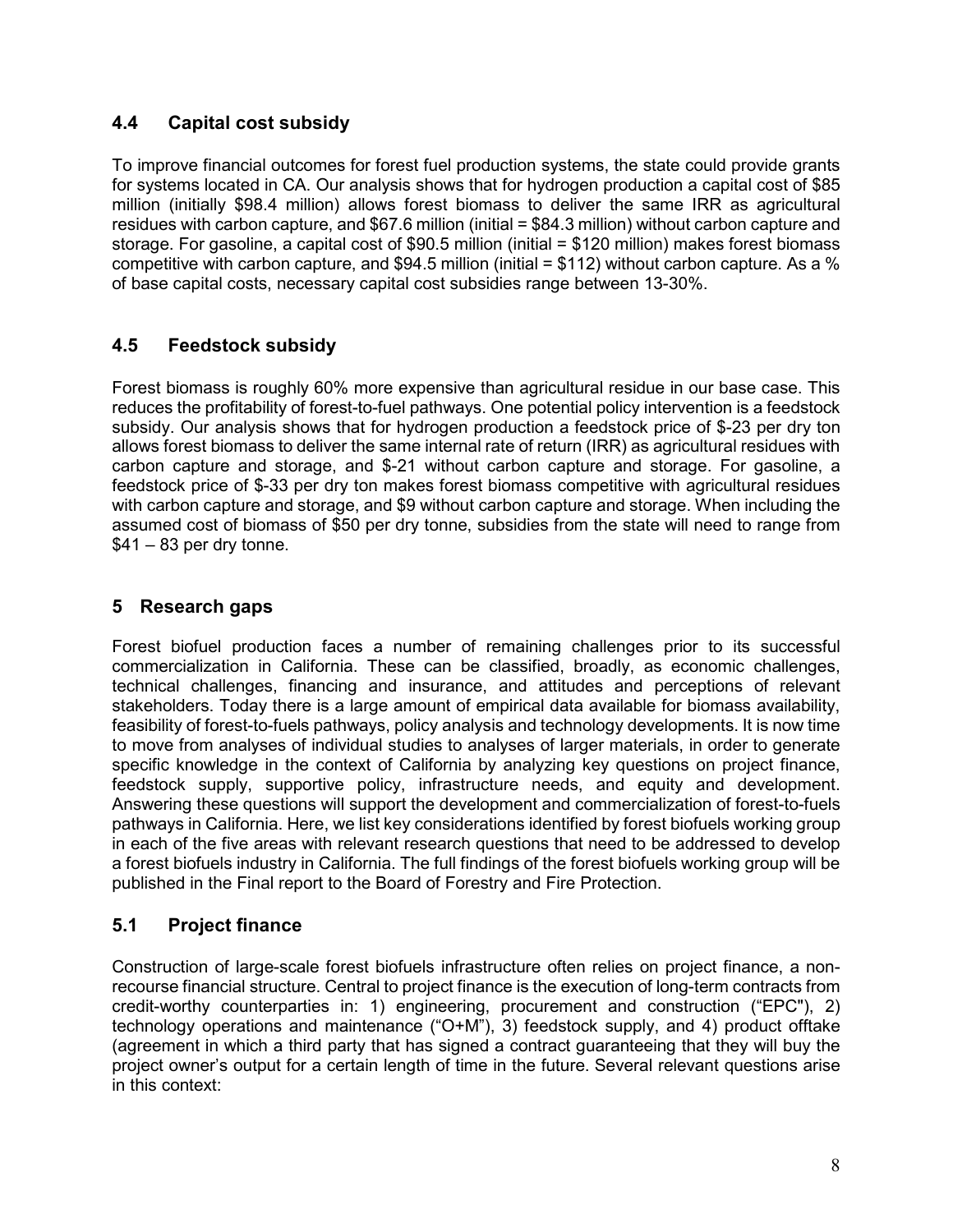## 4.4 Capital cost subsidy

To improve financial outcomes for forest fuel production systems, the state could provide grants for systems located in CA. Our analysis shows that for hydrogen production a capital cost of $85 million (initially $98.4 million) allows forest biomass to deliver the same IRR as agricultural residues with carbon capture, and $67.6 million (initial = $84.3 million) without carbon capture and storage. For gasoline, a capital cost of $90.5 million (initial = $120 million) makes forest biomass competitive with carbon capture, and $94.5 million (initial = $112) without carbon capture. As a % of base capital costs, necessary capital cost subsidies range between 13-30%.

## 4.5 Feedstock subsidy

Forest biomass is roughly 60% more expensive than agricultural residue in our base case. This reduces the profitability of forest-to-fuel pathways. One potential policy intervention is a feedstock subsidy. Our analysis shows that for hydrogen production a feedstock price of $-23 per dry ton allows forest biomass to deliver the same internal rate of return (IRR) as agricultural residues with carbon capture and storage, and $-21 without carbon capture and storage. For gasoline, a feedstock price of $-33 per dry ton makes forest biomass competitive with agricultural residues with carbon capture and storage, and $9 without carbon capture and storage. When including the assumed cost of biomass of $50 per dry tonne, subsidies from the state will need to range from $41 – 83 per dry tonne.

# 5 Research gaps

Forest biofuel production faces a number of remaining challenges prior to its successful commercialization in California. These can be classified, broadly, as economic challenges, technical challenges, financing and insurance, and attitudes and perceptions of relevant stakeholders. Today there is a large amount of empirical data available for biomass availability, feasibility of forest-to-fuels pathways, policy analysis and technology developments. It is now time to move from analyses of individual studies to analyses of larger materials, in order to generate specific knowledge in the context of California by analyzing key questions on project finance, feedstock supply, supportive policy, infrastructure needs, and equity and development. Answering these questions will support the development and commercialization of forest-to-fuels pathways in California. Here, we list key considerations identified by forest biofuels working group in each of the five areas with relevant research questions that need to be addressed to develop a forest biofuels industry in California. The full findings of the forest biofuels working group will be published in the Final report to the Board of Forestry and Fire Protection.

## 5.1 Project finance

Construction of large-scale forest biofuels infrastructure often relies on project finance, a non-recourse financial structure. Central to project finance is the execution of long-term contracts from credit-worthy counterparties in: 1) engineering, procurement and construction ("EPC"), 2) technology operations and maintenance ("O+M"), 3) feedstock supply, and 4) product offtake (agreement in which a third party that has signed a contract guaranteeing that they will buy the project owner's output for a certain length of time in the future. Several relevant questions arise in this context: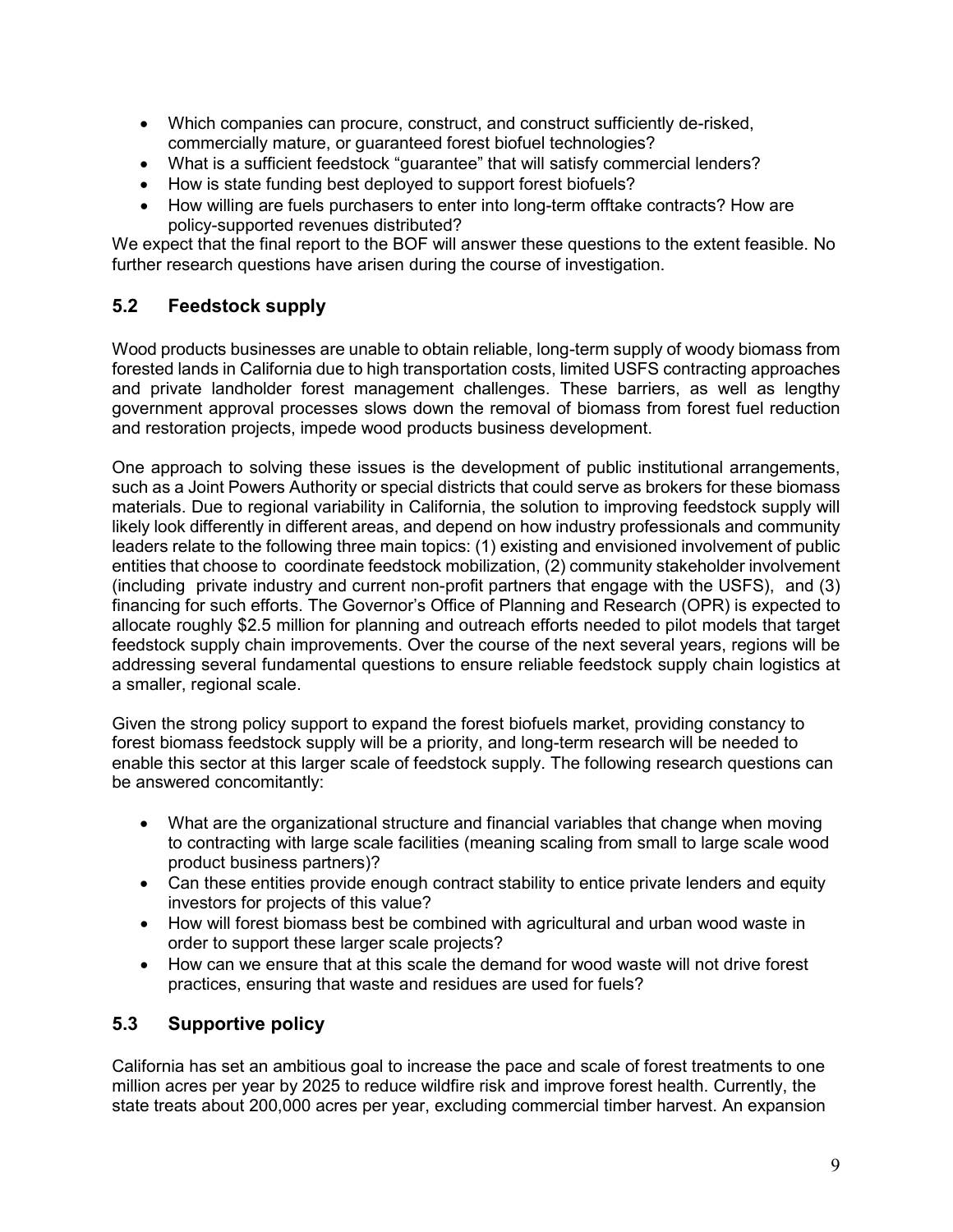- Which companies can procure, construct, and construct sufficiently de-risked, commercially mature, or guaranteed forest biofuel technologies?
- What is a sufficient feedstock "guarantee" that will satisfy commercial lenders?
- How is state funding best deployed to support forest biofuels?
- How willing are fuels purchasers to enter into long-term offtake contracts? How are policy-supported revenues distributed?

We expect that the final report to the BOF will answer these questions to the extent feasible. No further research questions have arisen during the course of investigation.

## 5.2 Feedstock supply

Wood products businesses are unable to obtain reliable, long-term supply of woody biomass from forested lands in California due to high transportation costs, limited USFS contracting approaches and private landholder forest management challenges. These barriers, as well as lengthy government approval processes slows down the removal of biomass from forest fuel reduction and restoration projects, impede wood products business development.

One approach to solving these issues is the development of public institutional arrangements, such as a Joint Powers Authority or special districts that could serve as brokers for these biomass materials. Due to regional variability in California, the solution to improving feedstock supply will likely look differently in different areas, and depend on how industry professionals and community leaders relate to the following three main topics: (1) existing and envisioned involvement of public entities that choose to coordinate feedstock mobilization, (2) community stakeholder involvement (including private industry and current non-profit partners that engage with the USFS), and (3) financing for such efforts. The Governor's Office of Planning and Research (OPR) is expected to allocate roughly $2.5 million for planning and outreach efforts needed to pilot models that target feedstock supply chain improvements. Over the course of the next several years, regions will be addressing several fundamental questions to ensure reliable feedstock supply chain logistics at a smaller, regional scale.

Given the strong policy support to expand the forest biofuels market, providing constancy to forest biomass feedstock supply will be a priority, and long-term research will be needed to enable this sector at this larger scale of feedstock supply. The following research questions can be answered concomitantly:

- What are the organizational structure and financial variables that change when moving to contracting with large scale facilities (meaning scaling from small to large scale wood product business partners)?
- Can these entities provide enough contract stability to entice private lenders and equity investors for projects of this value?
- How will forest biomass best be combined with agricultural and urban wood waste in order to support these larger scale projects?
- How can we ensure that at this scale the demand for wood waste will not drive forest practices, ensuring that waste and residues are used for fuels?

## 5.3 Supportive policy

California has set an ambitious goal to increase the pace and scale of forest treatments to one million acres per year by 2025 to reduce wildfire risk and improve forest health. Currently, the state treats about 200,000 acres per year, excluding commercial timber harvest. An expansion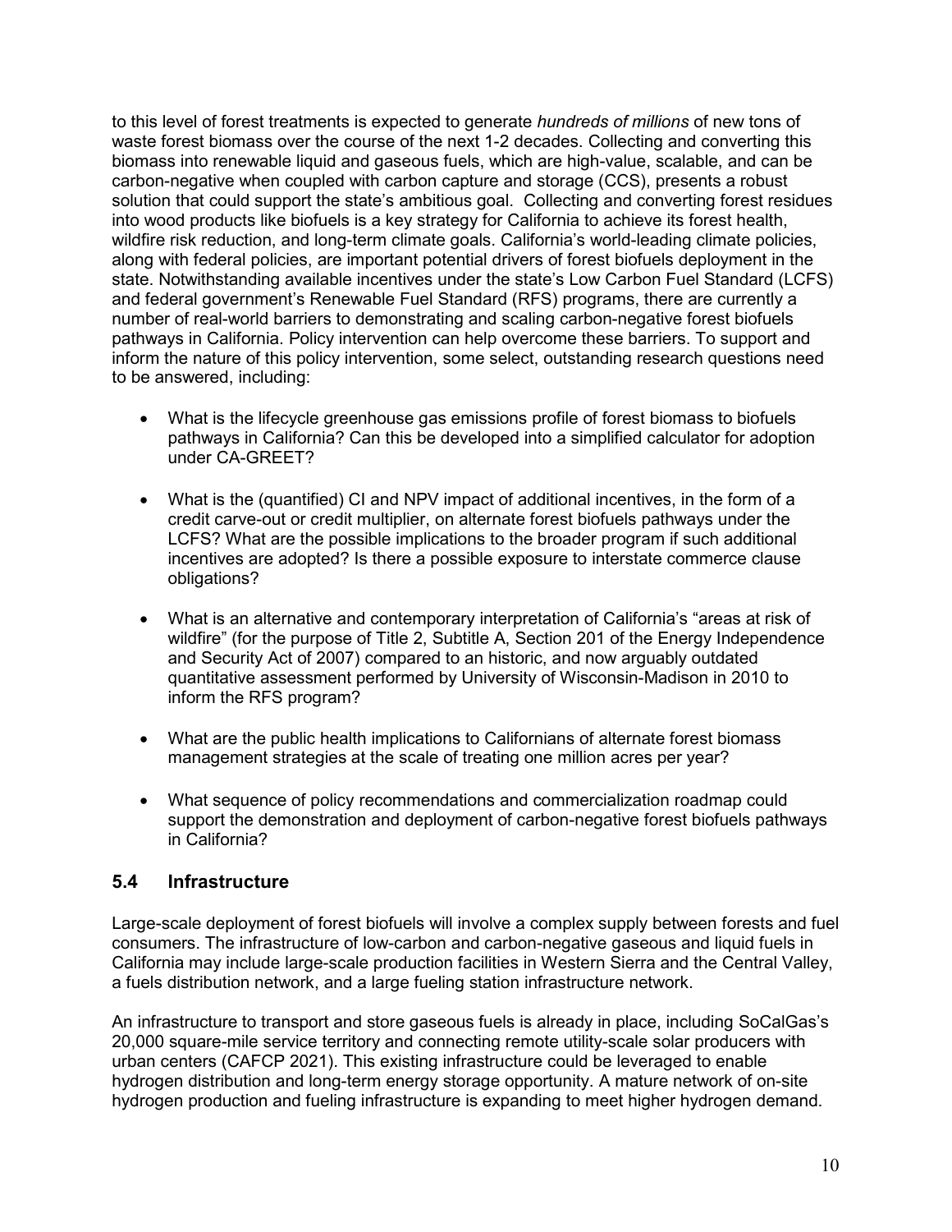to this level of forest treatments is expected to generate *hundreds of millions* of new tons of waste forest biomass over the course of the next 1-2 decades. Collecting and converting this biomass into renewable liquid and gaseous fuels, which are high-value, scalable, and can be carbon-negative when coupled with carbon capture and storage (CCS), presents a robust solution that could support the state's ambitious goal. Collecting and converting forest residues into wood products like biofuels is a key strategy for California to achieve its forest health, wildfire risk reduction, and long-term climate goals. California's world-leading climate policies, along with federal policies, are important potential drivers of forest biofuels deployment in the state. Notwithstanding available incentives under the state's Low Carbon Fuel Standard (LCFS) and federal government's Renewable Fuel Standard (RFS) programs, there are currently a number of real-world barriers to demonstrating and scaling carbon-negative forest biofuels pathways in California. Policy intervention can help overcome these barriers. To support and inform the nature of this policy intervention, some select, outstanding research questions need to be answered, including:

- What is the lifecycle greenhouse gas emissions profile of forest biomass to biofuels pathways in California? Can this be developed into a simplified calculator for adoption under CA-GREET?
- What is the (quantified) CI and NPV impact of additional incentives, in the form of a credit carve-out or credit multiplier, on alternate forest biofuels pathways under the LCFS? What are the possible implications to the broader program if such additional incentives are adopted? Is there a possible exposure to interstate commerce clause obligations?
- What is an alternative and contemporary interpretation of California's "areas at risk of wildfire" (for the purpose of Title 2, Subtitle A, Section 201 of the Energy Independence and Security Act of 2007) compared to an historic, and now arguably outdated quantitative assessment performed by University of Wisconsin-Madison in 2010 to inform the RFS program?
- What are the public health implications to Californians of alternate forest biomass management strategies at the scale of treating one million acres per year?
- What sequence of policy recommendations and commercialization roadmap could support the demonstration and deployment of carbon-negative forest biofuels pathways in California?

## 5.4 Infrastructure

Large-scale deployment of forest biofuels will involve a complex supply between forests and fuel consumers. The infrastructure of low-carbon and carbon-negative gaseous and liquid fuels in California may include large-scale production facilities in Western Sierra and the Central Valley, a fuels distribution network, and a large fueling station infrastructure network.

An infrastructure to transport and store gaseous fuels is already in place, including SoCalGas's 20,000 square-mile service territory and connecting remote utility-scale solar producers with urban centers (CAFCP 2021). This existing infrastructure could be leveraged to enable hydrogen distribution and long-term energy storage opportunity. A mature network of on-site hydrogen production and fueling infrastructure is expanding to meet higher hydrogen demand.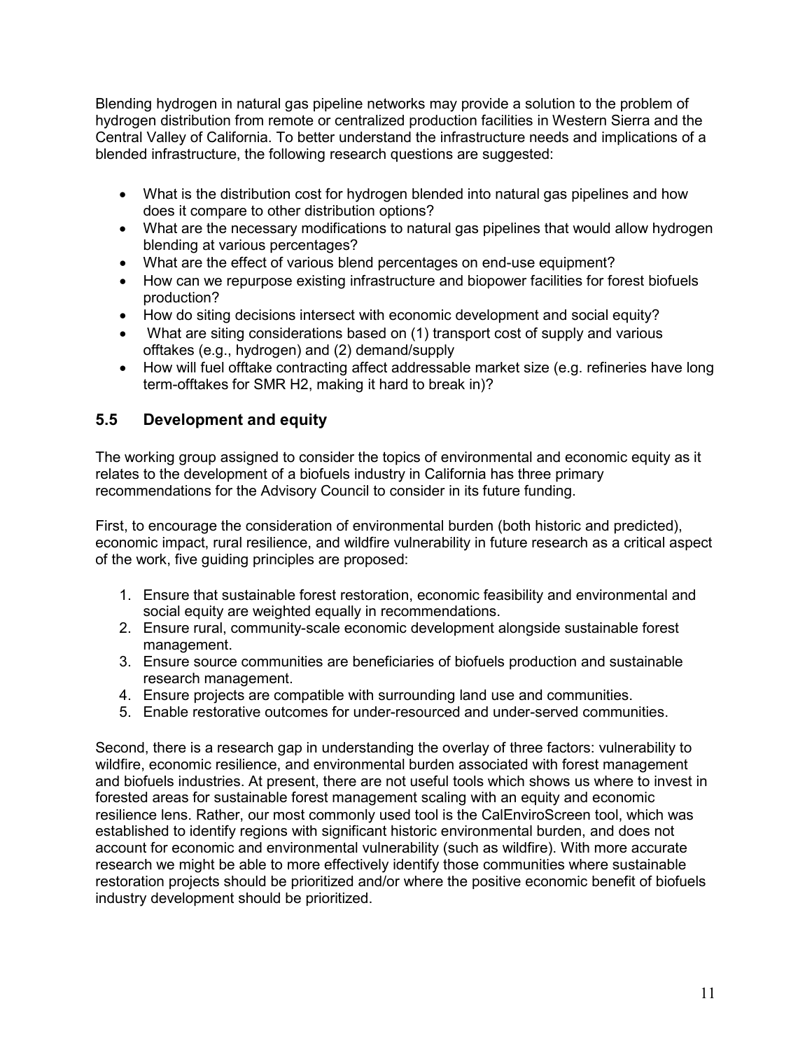Blending hydrogen in natural gas pipeline networks may provide a solution to the problem of hydrogen distribution from remote or centralized production facilities in Western Sierra and the Central Valley of California. To better understand the infrastructure needs and implications of a blended infrastructure, the following research questions are suggested:

- What is the distribution cost for hydrogen blended into natural gas pipelines and how does it compare to other distribution options?
- What are the necessary modifications to natural gas pipelines that would allow hydrogen blending at various percentages?
- What are the effect of various blend percentages on end-use equipment?
- How can we repurpose existing infrastructure and biopower facilities for forest biofuels production?
- How do siting decisions intersect with economic development and social equity?
- What are siting considerations based on (1) transport cost of supply and various offtakes (e.g., hydrogen) and (2) demand/supply
- How will fuel offtake contracting affect addressable market size (e.g. refineries have long term-offtakes for SMR H2, making it hard to break in)?

## 5.5 Development and equity

The working group assigned to consider the topics of environmental and economic equity as it relates to the development of a biofuels industry in California has three primary recommendations for the Advisory Council to consider in its future funding.

First, to encourage the consideration of environmental burden (both historic and predicted), economic impact, rural resilience, and wildfire vulnerability in future research as a critical aspect of the work, five guiding principles are proposed:

1. Ensure that sustainable forest restoration, economic feasibility and environmental and social equity are weighted equally in recommendations.
2. Ensure rural, community-scale economic development alongside sustainable forest management.
3. Ensure source communities are beneficiaries of biofuels production and sustainable research management.
4. Ensure projects are compatible with surrounding land use and communities.
5. Enable restorative outcomes for under-resourced and under-served communities.

Second, there is a research gap in understanding the overlay of three factors: vulnerability to wildfire, economic resilience, and environmental burden associated with forest management and biofuels industries. At present, there are not useful tools which shows us where to invest in forested areas for sustainable forest management scaling with an equity and economic resilience lens. Rather, our most commonly used tool is the CalEnviroScreen tool, which was established to identify regions with significant historic environmental burden, and does not account for economic and environmental vulnerability (such as wildfire). With more accurate research we might be able to more effectively identify those communities where sustainable restoration projects should be prioritized and/or where the positive economic benefit of biofuels industry development should be prioritized.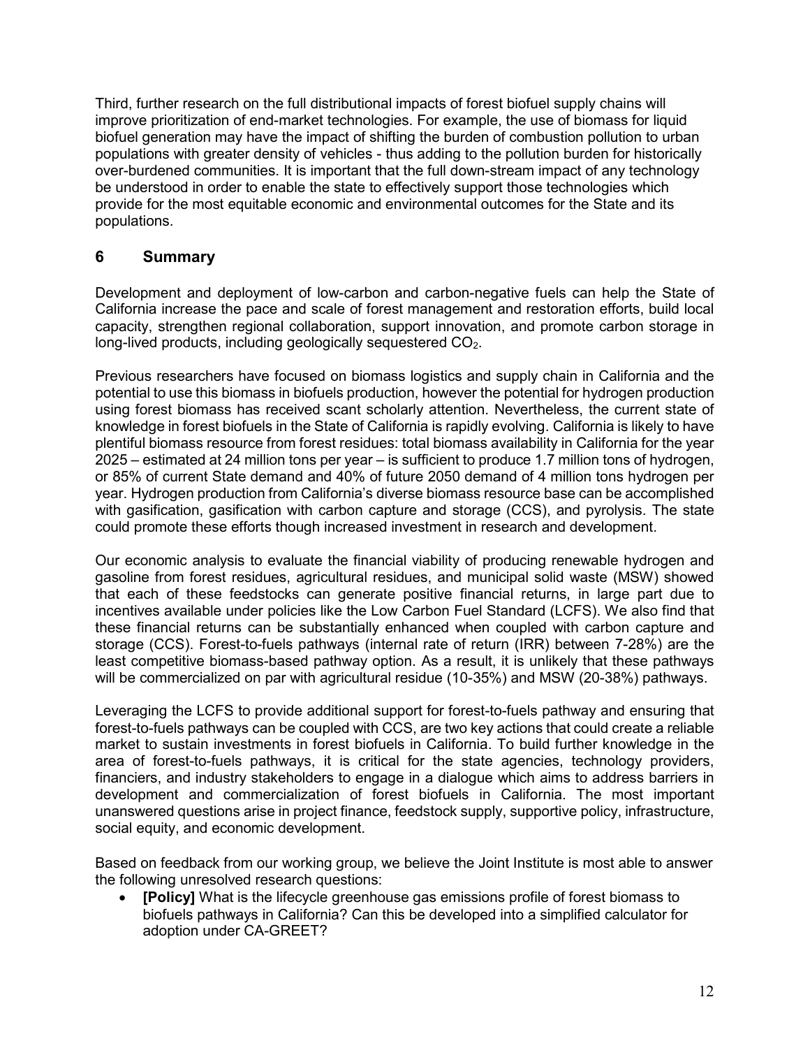Third, further research on the full distributional impacts of forest biofuel supply chains will improve prioritization of end-market technologies. For example, the use of biomass for liquid biofuel generation may have the impact of shifting the burden of combustion pollution to urban populations with greater density of vehicles - thus adding to the pollution burden for historically over-burdened communities. It is important that the full down-stream impact of any technology be understood in order to enable the state to effectively support those technologies which provide for the most equitable economic and environmental outcomes for the State and its populations.

## 6 Summary

Development and deployment of low-carbon and carbon-negative fuels can help the State of California increase the pace and scale of forest management and restoration efforts, build local capacity, strengthen regional collaboration, support innovation, and promote carbon storage in long-lived products, including geologically sequestered $CO_2$.

Previous researchers have focused on biomass logistics and supply chain in California and the potential to use this biomass in biofuels production, however the potential for hydrogen production using forest biomass has received scant scholarly attention. Nevertheless, the current state of knowledge in forest biofuels in the State of California is rapidly evolving. California is likely to have plentiful biomass resource from forest residues: total biomass availability in California for the year 2025 – estimated at 24 million tons per year – is sufficient to produce 1.7 million tons of hydrogen, or 85% of current State demand and 40% of future 2050 demand of 4 million tons hydrogen per year. Hydrogen production from California's diverse biomass resource base can be accomplished with gasification, gasification with carbon capture and storage (CCS), and pyrolysis. The state could promote these efforts though increased investment in research and development.

Our economic analysis to evaluate the financial viability of producing renewable hydrogen and gasoline from forest residues, agricultural residues, and municipal solid waste (MSW) showed that each of these feedstocks can generate positive financial returns, in large part due to incentives available under policies like the Low Carbon Fuel Standard (LCFS). We also find that these financial returns can be substantially enhanced when coupled with carbon capture and storage (CCS). Forest-to-fuels pathways (internal rate of return (IRR) between 7-28%) are the least competitive biomass-based pathway option. As a result, it is unlikely that these pathways will be commercialized on par with agricultural residue (10-35%) and MSW (20-38%) pathways.

Leveraging the LCFS to provide additional support for forest-to-fuels pathway and ensuring that forest-to-fuels pathways can be coupled with CCS, are two key actions that could create a reliable market to sustain investments in forest biofuels in California. To build further knowledge in the area of forest-to-fuels pathways, it is critical for the state agencies, technology providers, financiers, and industry stakeholders to engage in a dialogue which aims to address barriers in development and commercialization of forest biofuels in California. The most important unanswered questions arise in project finance, feedstock supply, supportive policy, infrastructure, social equity, and economic development.

Based on feedback from our working group, we believe the Joint Institute is most able to answer the following unresolved research questions:

- **[Policy]** What is the lifecycle greenhouse gas emissions profile of forest biomass to biofuels pathways in California? Can this be developed into a simplified calculator for adoption under CA-GREET?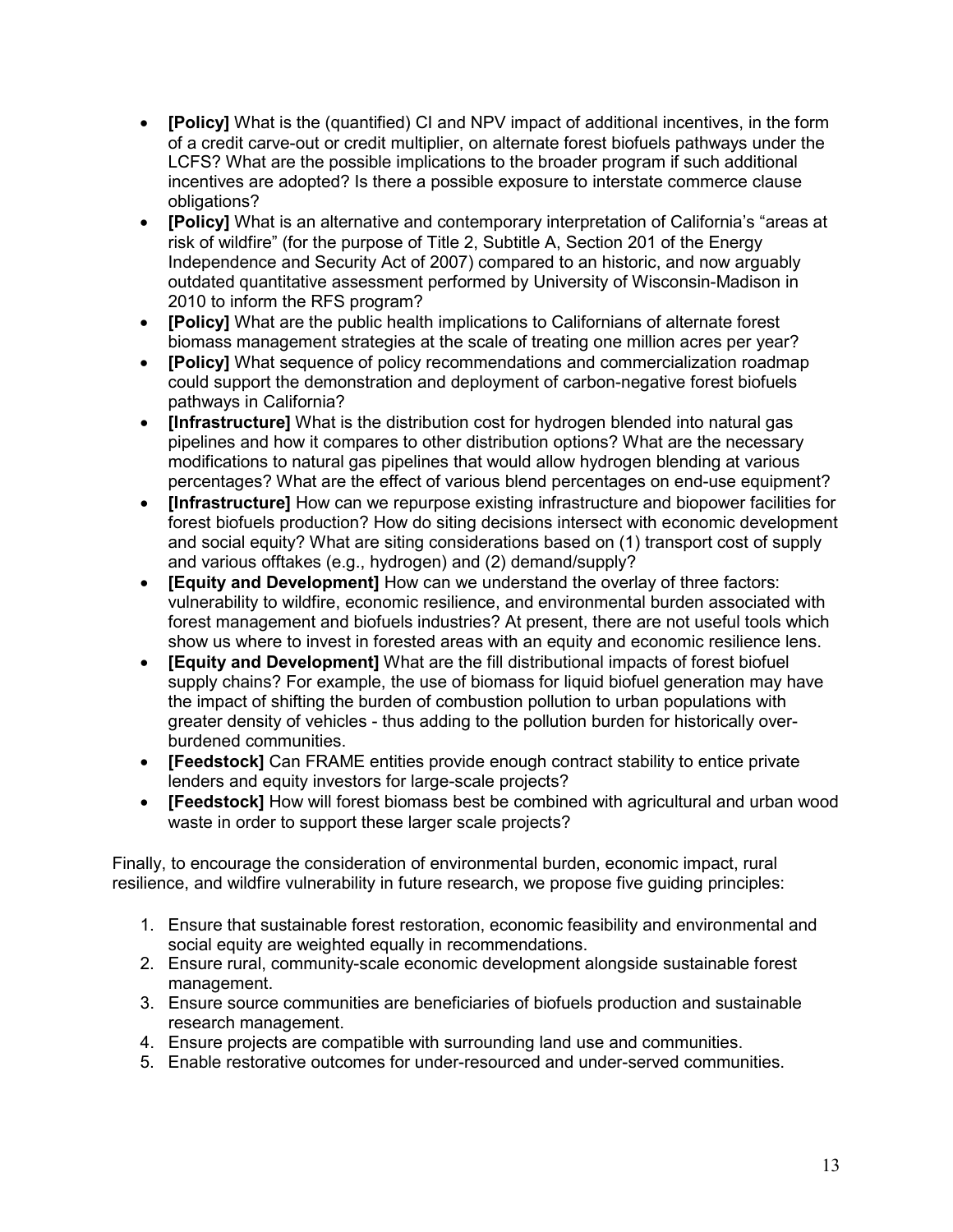- **[Policy]** What is the (quantified) CI and NPV impact of additional incentives, in the form of a credit carve-out or credit multiplier, on alternate forest biofuels pathways under the LCFS? What are the possible implications to the broader program if such additional incentives are adopted? Is there a possible exposure to interstate commerce clause obligations?
- **[Policy]** What is an alternative and contemporary interpretation of California's "areas at risk of wildfire" (for the purpose of Title 2, Subtitle A, Section 201 of the Energy Independence and Security Act of 2007) compared to an historic, and now arguably outdated quantitative assessment performed by University of Wisconsin-Madison in 2010 to inform the RFS program?
- **[Policy]** What are the public health implications to Californians of alternate forest biomass management strategies at the scale of treating one million acres per year?
- **[Policy]** What sequence of policy recommendations and commercialization roadmap could support the demonstration and deployment of carbon-negative forest biofuels pathways in California?
- **[Infrastructure]** What is the distribution cost for hydrogen blended into natural gas pipelines and how it compares to other distribution options? What are the necessary modifications to natural gas pipelines that would allow hydrogen blending at various percentages? What are the effect of various blend percentages on end-use equipment?
- **[Infrastructure]** How can we repurpose existing infrastructure and biopower facilities for forest biofuels production? How do siting decisions intersect with economic development and social equity? What are siting considerations based on (1) transport cost of supply and various offtakes (e.g., hydrogen) and (2) demand/supply?
- **[Equity and Development]** How can we understand the overlay of three factors: vulnerability to wildfire, economic resilience, and environmental burden associated with forest management and biofuels industries? At present, there are not useful tools which show us where to invest in forested areas with an equity and economic resilience lens.
- **[Equity and Development]** What are the fill distributional impacts of forest biofuel supply chains? For example, the use of biomass for liquid biofuel generation may have the impact of shifting the burden of combustion pollution to urban populations with greater density of vehicles - thus adding to the pollution burden for historically over-burdened communities.
- **[Feedstock]** Can FRAME entities provide enough contract stability to entice private lenders and equity investors for large-scale projects?
- **[Feedstock]** How will forest biomass best be combined with agricultural and urban wood waste in order to support these larger scale projects?

Finally, to encourage the consideration of environmental burden, economic impact, rural resilience, and wildfire vulnerability in future research, we propose five guiding principles:

1. Ensure that sustainable forest restoration, economic feasibility and environmental and social equity are weighted equally in recommendations.
2. Ensure rural, community-scale economic development alongside sustainable forest management.
3. Ensure source communities are beneficiaries of biofuels production and sustainable research management.
4. Ensure projects are compatible with surrounding land use and communities.
5. Enable restorative outcomes for under-resourced and under-served communities.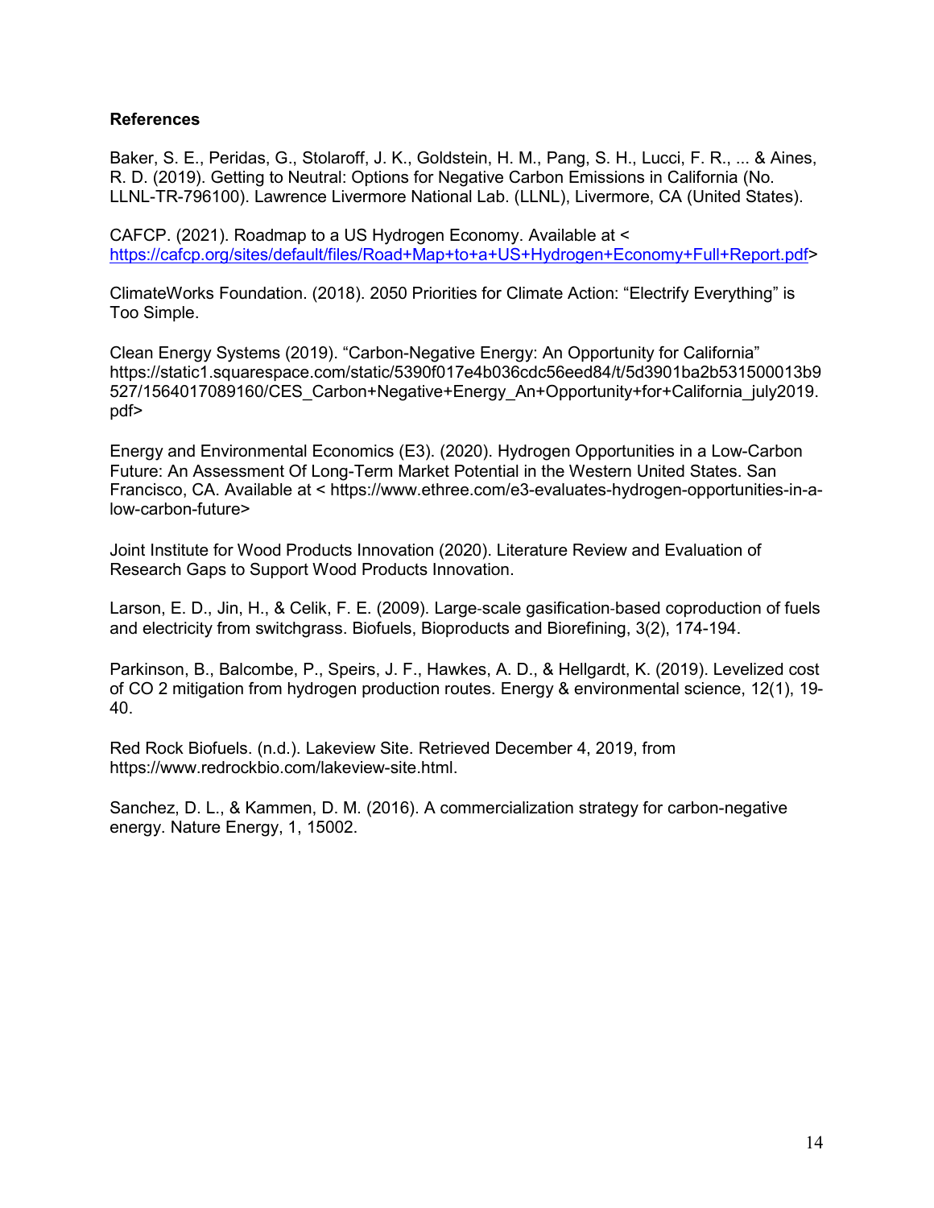**References**

Baker, S. E., Peridas, G., Stolaroff, J. K., Goldstein, H. M., Pang, S. H., Lucci, F. R., ... & Aines, R. D. (2019). Getting to Neutral: Options for Negative Carbon Emissions in California (No. LLNL-TR-796100). Lawrence Livermore National Lab. (LLNL), Livermore, CA (United States).

CAFCP. (2021). Roadmap to a US Hydrogen Economy. Available at < https://cafcp.org/sites/default/files/Road+Map+to+a+US+Hydrogen+Economy+Full+Report.pdf>

ClimateWorks Foundation. (2018). 2050 Priorities for Climate Action: "Electrify Everything" is Too Simple.

Clean Energy Systems (2019). "Carbon-Negative Energy: An Opportunity for California" https://static1.squarespace.com/static/5390f017e4b036cdc56eed84/t/5d3901ba2b531500013b9527/1564017089160/CES_Carbon+Negative+Energy_An+Opportunity+for+California_july2019.pdf>

Energy and Environmental Economics (E3). (2020). Hydrogen Opportunities in a Low-Carbon Future: An Assessment Of Long-Term Market Potential in the Western United States. San Francisco, CA. Available at < https://www.ethree.com/e3-evaluates-hydrogen-opportunities-in-a-low-carbon-future>

Joint Institute for Wood Products Innovation (2020). Literature Review and Evaluation of Research Gaps to Support Wood Products Innovation.

Larson, E. D., Jin, H., & Celik, F. E. (2009). Large-scale gasification-based coproduction of fuels and electricity from switchgrass. Biofuels, Bioproducts and Biorefining, 3(2), 174-194.

Parkinson, B., Balcombe, P., Speirs, J. F., Hawkes, A. D., & Hellgardt, K. (2019). Levelized cost of CO 2 mitigation from hydrogen production routes. Energy & environmental science, 12(1), 19-40.

Red Rock Biofuels. (n.d.). Lakeview Site. Retrieved December 4, 2019, from https://www.redrockbio.com/lakeview-site.html.

Sanchez, D. L., & Kammen, D. M. (2016). A commercialization strategy for carbon-negative energy. Nature Energy, 1, 15002.